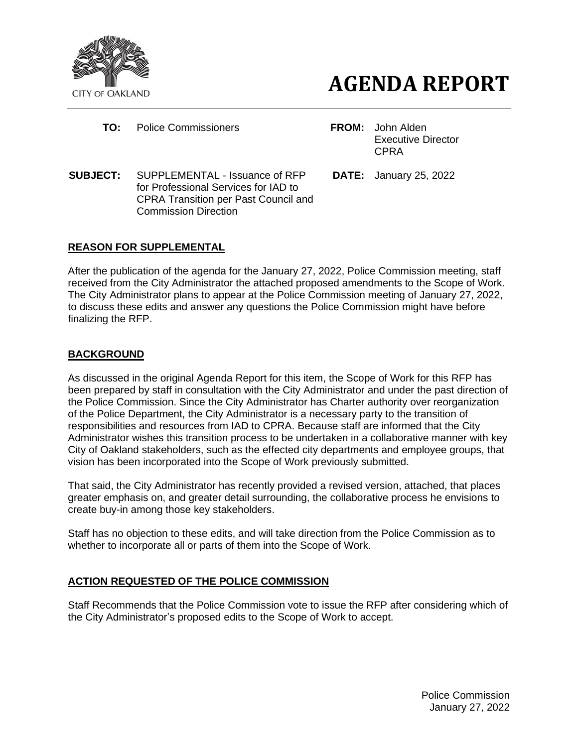CITY OF OAKLAND

# AGENDA REPORT

**TO:** Police Commissioners

**FROM:** John Alden
Executive Director
CPRA

**SUBJECT:** SUPPLEMENTAL - Issuance of RFP for Professional Services for IAD to CPRA Transition per Past Council and Commission Direction

**DATE:** January 25, 2022

## REASON FOR SUPPLEMENTAL

After the publication of the agenda for the January 27, 2022, Police Commission meeting, staff received from the City Administrator the attached proposed amendments to the Scope of Work. The City Administrator plans to appear at the Police Commission meeting of January 27, 2022, to discuss these edits and answer any questions the Police Commission might have before finalizing the RFP.

## BACKGROUND

As discussed in the original Agenda Report for this item, the Scope of Work for this RFP has been prepared by staff in consultation with the City Administrator and under the past direction of the Police Commission. Since the City Administrator has Charter authority over reorganization of the Police Department, the City Administrator is a necessary party to the transition of responsibilities and resources from IAD to CPRA. Because staff are informed that the City Administrator wishes this transition process to be undertaken in a collaborative manner with key City of Oakland stakeholders, such as the effected city departments and employee groups, that vision has been incorporated into the Scope of Work previously submitted.

That said, the City Administrator has recently provided a revised version, attached, that places greater emphasis on, and greater detail surrounding, the collaborative process he envisions to create buy-in among those key stakeholders.

Staff has no objection to these edits, and will take direction from the Police Commission as to whether to incorporate all or parts of them into the Scope of Work.

## ACTION REQUESTED OF THE POLICE COMMISSION

Staff Recommends that the Police Commission vote to issue the RFP after considering which of the City Administrator's proposed edits to the Scope of Work to accept.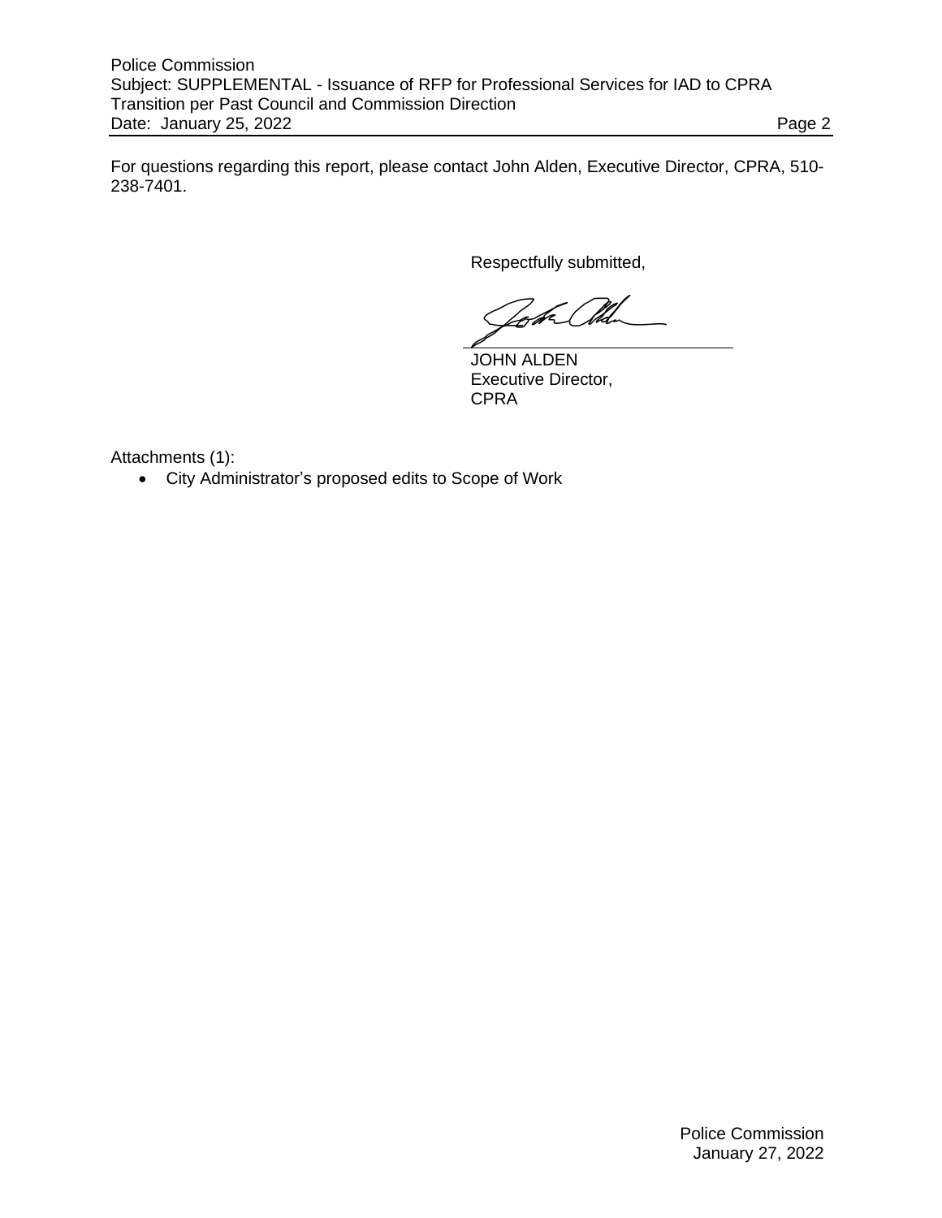For questions regarding this report, please contact John Alden, Executive Director, CPRA, 510-238-7401.

Respectfully submitted,

JOHN ALDEN
Executive Director,
CPRA

Attachments (1):

- City Administrator's proposed edits to Scope of Work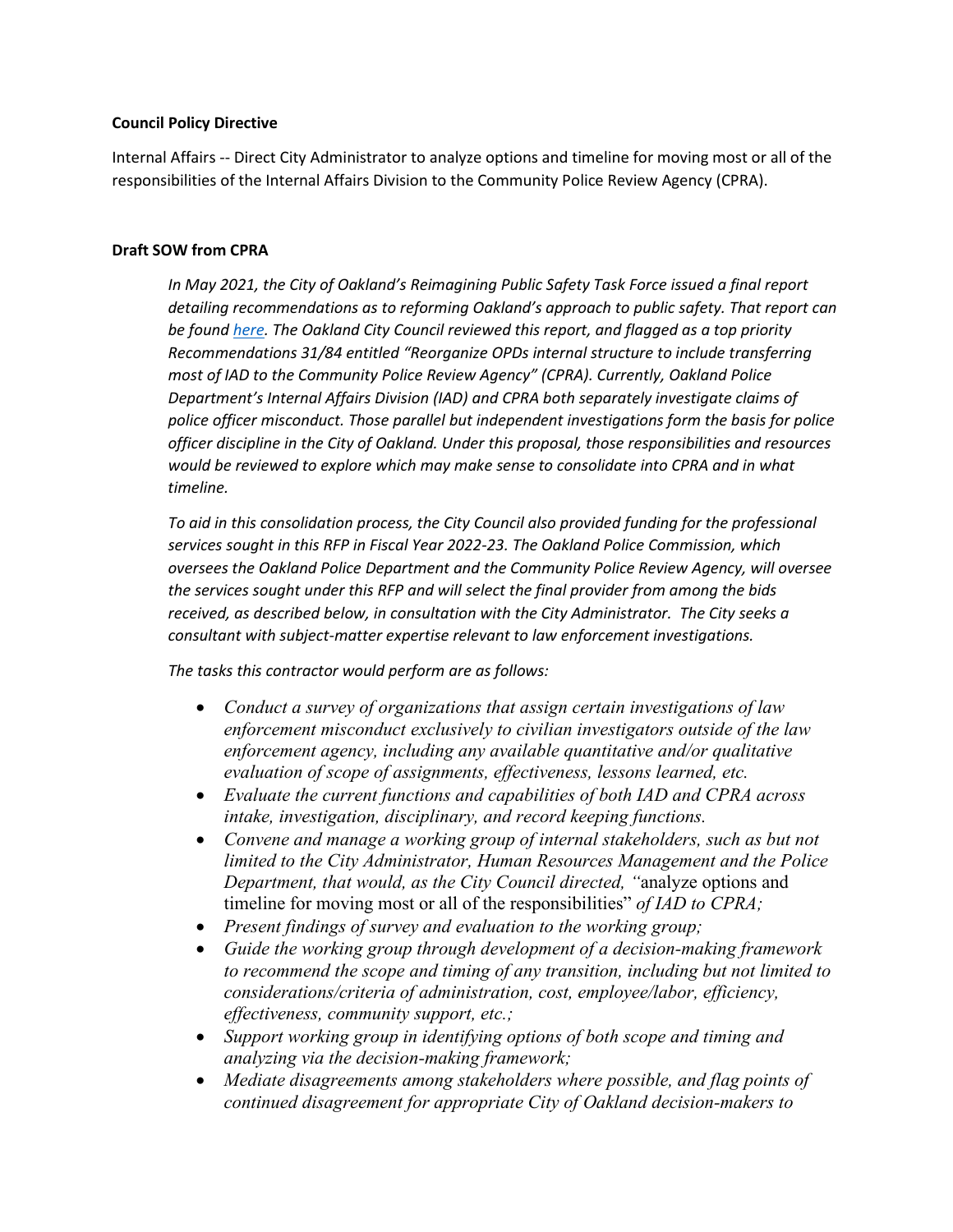**Council Policy Directive**

Internal Affairs -- Direct City Administrator to analyze options and timeline for moving most or all of the responsibilities of the Internal Affairs Division to the Community Police Review Agency (CPRA).

**Draft SOW from CPRA**

> *In May 2021, the City of Oakland's Reimagining Public Safety Task Force issued a final report detailing recommendations as to reforming Oakland's approach to public safety. That report can be found [here](). The Oakland City Council reviewed this report, and flagged as a top priority Recommendations 31/84 entitled "Reorganize OPDs internal structure to include transferring most of IAD to the Community Police Review Agency" (CPRA). Currently, Oakland Police Department's Internal Affairs Division (IAD) and CPRA both separately investigate claims of police officer misconduct. Those parallel but independent investigations form the basis for police officer discipline in the City of Oakland. Under this proposal, those responsibilities and resources would be reviewed to explore which may make sense to consolidate into CPRA and in what timeline.*
>
> *To aid in this consolidation process, the City Council also provided funding for the professional services sought in this RFP in Fiscal Year 2022-23. The Oakland Police Commission, which oversees the Oakland Police Department and the Community Police Review Agency, will oversee the services sought under this RFP and will select the final provider from among the bids received, as described below, in consultation with the City Administrator. The City seeks a consultant with subject-matter expertise relevant to law enforcement investigations.*
>
> *The tasks this contractor would perform are as follows:*
>
> - *Conduct a survey of organizations that assign certain investigations of law enforcement misconduct exclusively to civilian investigators outside of the law enforcement agency, including any available quantitative and/or qualitative evaluation of scope of assignments, effectiveness, lessons learned, etc.*
> - *Evaluate the current functions and capabilities of both IAD and CPRA across intake, investigation, disciplinary, and record keeping functions.*
> - *Convene and manage a working group of internal stakeholders, such as but not limited to the City Administrator, Human Resources Management and the Police Department, that would, as the City Council directed, "*analyze options and timeline for moving most or all of the responsibilities" *of IAD to CPRA;*
> - *Present findings of survey and evaluation to the working group;*
> - *Guide the working group through development of a decision-making framework to recommend the scope and timing of any transition, including but not limited to considerations/criteria of administration, cost, employee/labor, efficiency, effectiveness, community support, etc.;*
> - *Support working group in identifying options of both scope and timing and analyzing via the decision-making framework;*
> - *Mediate disagreements among stakeholders where possible, and flag points of continued disagreement for appropriate City of Oakland decision-makers to*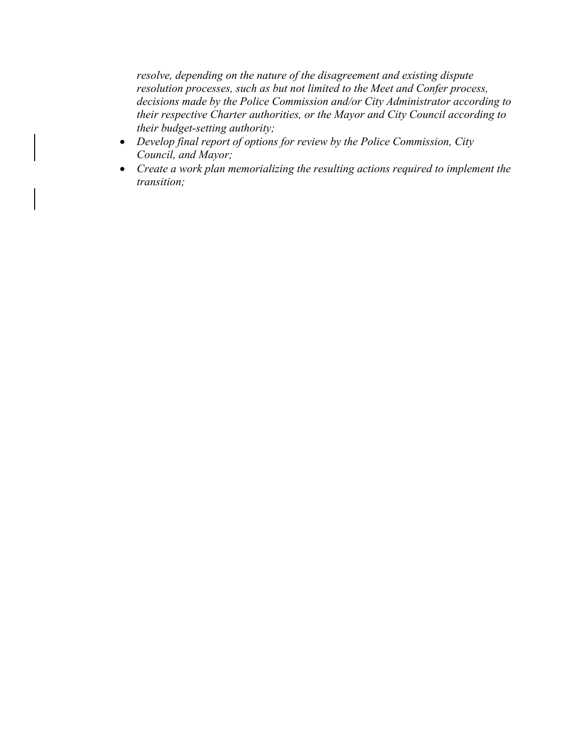*resolve, depending on the nature of the disagreement and existing dispute resolution processes, such as but not limited to the Meet and Confer process, decisions made by the Police Commission and/or City Administrator according to their respective Charter authorities, or the Mayor and City Council according to their budget-setting authority;*

- *Develop final report of options for review by the Police Commission, City Council, and Mayor;*
- *Create a work plan memorializing the resulting actions required to implement the transition;*